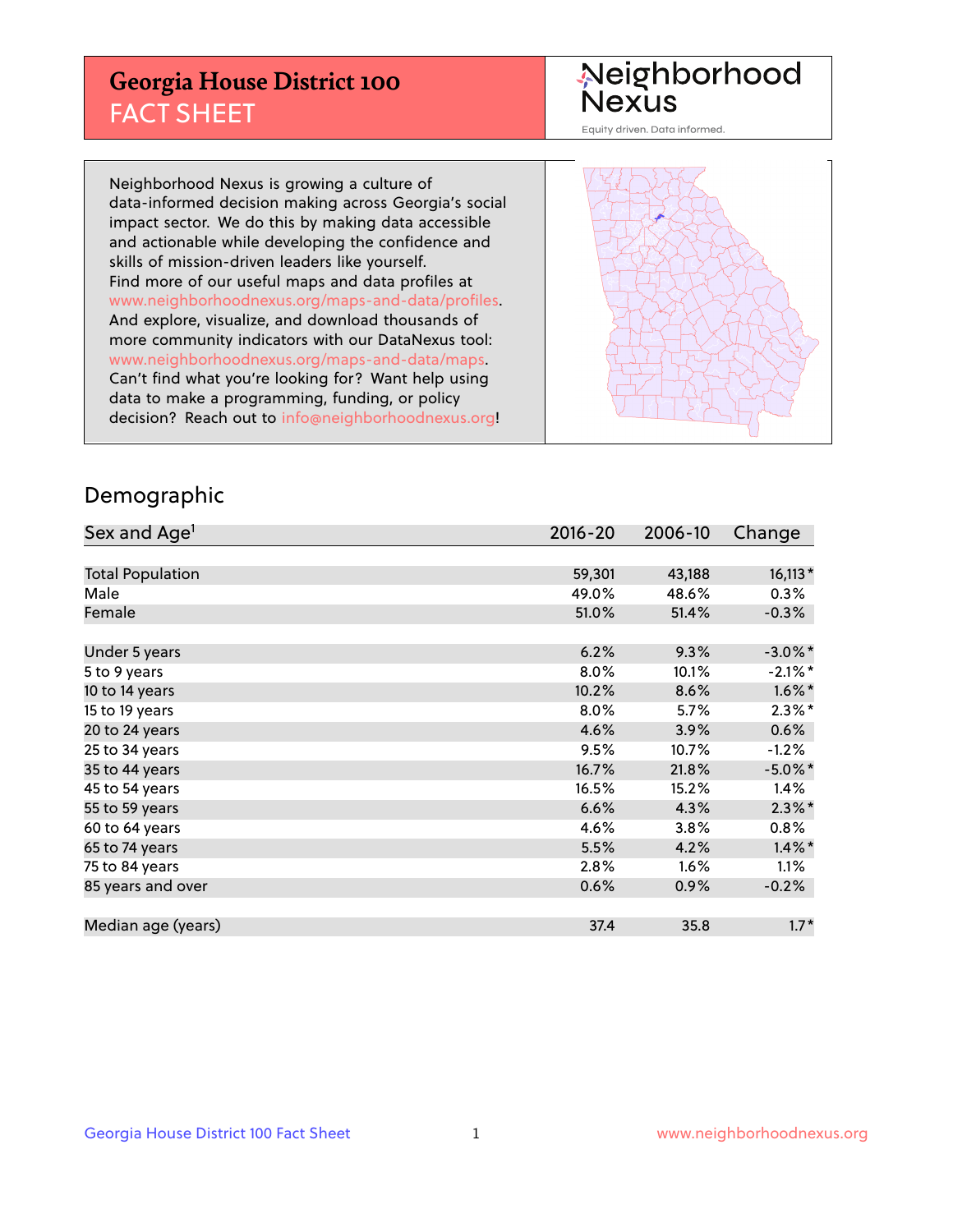# Georgia House District 100

## FACT SHEET

Neighborhood Nexus

Equity driven. Data informed.

Neighborhood Nexus is growing a culture of data-informed decision making across Georgia's social impact sector. We do this by making data accessible and actionable while developing the confidence and skills of mission-driven leaders like yourself. Find more of our useful maps and data profiles at www.neighborhoodnexus.org/maps-and-data/profiles. And explore, visualize, and download thousands of more community indicators with our DataNexus tool: www.neighborhoodnexus.org/maps-and-data/maps. Can't find what you're looking for? Want help using data to make a programming, funding, or policy decision? Reach out to info@neighborhoodnexus.org!

## Demographic

| Sex and Age[1] | 2016-20 | 2006-10 | Change |
|---|---|---|---|
| Total Population | 59,301 | 43,188 | 16,113* |
| Male | 49.0% | 48.6% | 0.3% |
| Female | 51.0% | 51.4% | -0.3% |
| Under 5 years | 6.2% | 9.3% | -3.0%* |
| 5 to 9 years | 8.0% | 10.1% | -2.1%* |
| 10 to 14 years | 10.2% | 8.6% | 1.6%* |
| 15 to 19 years | 8.0% | 5.7% | 2.3%* |
| 20 to 24 years | 4.6% | 3.9% | 0.6% |
| 25 to 34 years | 9.5% | 10.7% | -1.2% |
| 35 to 44 years | 16.7% | 21.8% | -5.0%* |
| 45 to 54 years | 16.5% | 15.2% | 1.4% |
| 55 to 59 years | 6.6% | 4.3% | 2.3%* |
| 60 to 64 years | 4.6% | 3.8% | 0.8% |
| 65 to 74 years | 5.5% | 4.2% | 1.4%* |
| 75 to 84 years | 2.8% | 1.6% | 1.1% |
| 85 years and over | 0.6% | 0.9% | -0.2% |
| Median age (years) | 37.4 | 35.8 | 1.7* |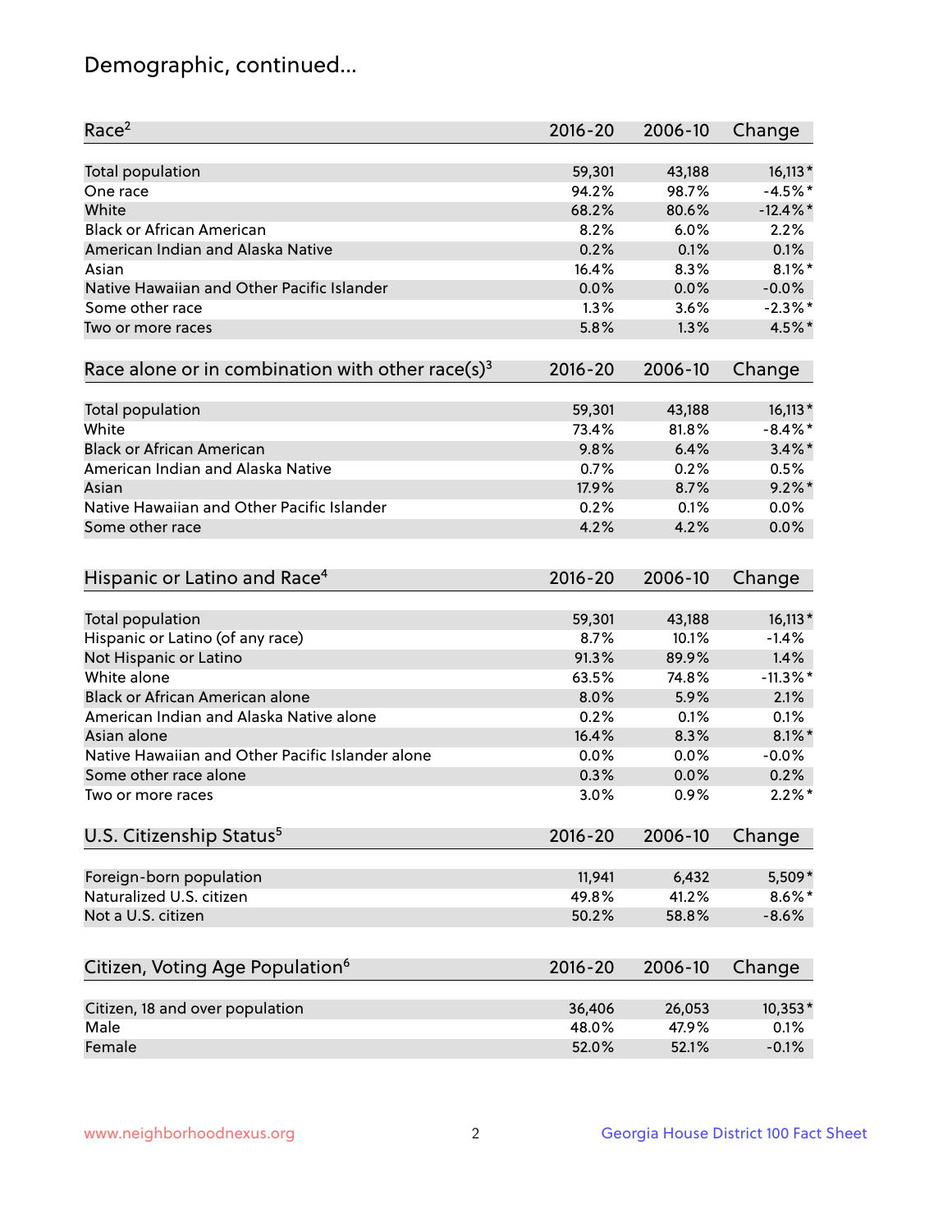# Demographic, continued...

| Race[2] | 2016-20 | 2006-10 | Change |
|---|---|---|---|
| Total population | 59,301 | 43,188 | 16,113* |
| One race | 94.2% | 98.7% | -4.5%* |
| White | 68.2% | 80.6% | -12.4%* |
| Black or African American | 8.2% | 6.0% | 2.2% |
| American Indian and Alaska Native | 0.2% | 0.1% | 0.1% |
| Asian | 16.4% | 8.3% | 8.1%* |
| Native Hawaiian and Other Pacific Islander | 0.0% | 0.0% | -0.0% |
| Some other race | 1.3% | 3.6% | -2.3%* |
| Two or more races | 5.8% | 1.3% | 4.5%* |

| Race alone or in combination with other race(s)[3] | 2016-20 | 2006-10 | Change |
|---|---|---|---|
| Total population | 59,301 | 43,188 | 16,113* |
| White | 73.4% | 81.8% | -8.4%* |
| Black or African American | 9.8% | 6.4% | 3.4%* |
| American Indian and Alaska Native | 0.7% | 0.2% | 0.5% |
| Asian | 17.9% | 8.7% | 9.2%* |
| Native Hawaiian and Other Pacific Islander | 0.2% | 0.1% | 0.0% |
| Some other race | 4.2% | 4.2% | 0.0% |

| Hispanic or Latino and Race[4] | 2016-20 | 2006-10 | Change |
|---|---|---|---|
| Total population | 59,301 | 43,188 | 16,113* |
| Hispanic or Latino (of any race) | 8.7% | 10.1% | -1.4% |
| Not Hispanic or Latino | 91.3% | 89.9% | 1.4% |
| White alone | 63.5% | 74.8% | -11.3%* |
| Black or African American alone | 8.0% | 5.9% | 2.1% |
| American Indian and Alaska Native alone | 0.2% | 0.1% | 0.1% |
| Asian alone | 16.4% | 8.3% | 8.1%* |
| Native Hawaiian and Other Pacific Islander alone | 0.0% | 0.0% | -0.0% |
| Some other race alone | 0.3% | 0.0% | 0.2% |
| Two or more races | 3.0% | 0.9% | 2.2%* |

| U.S. Citizenship Status[5] | 2016-20 | 2006-10 | Change |
|---|---|---|---|
| Foreign-born population | 11,941 | 6,432 | 5,509* |
| Naturalized U.S. citizen | 49.8% | 41.2% | 8.6%* |
| Not a U.S. citizen | 50.2% | 58.8% | -8.6% |

| Citizen, Voting Age Population[6] | 2016-20 | 2006-10 | Change |
|---|---|---|---|
| Citizen, 18 and over population | 36,406 | 26,053 | 10,353* |
| Male | 48.0% | 47.9% | 0.1% |
| Female | 52.0% | 52.1% | -0.1% |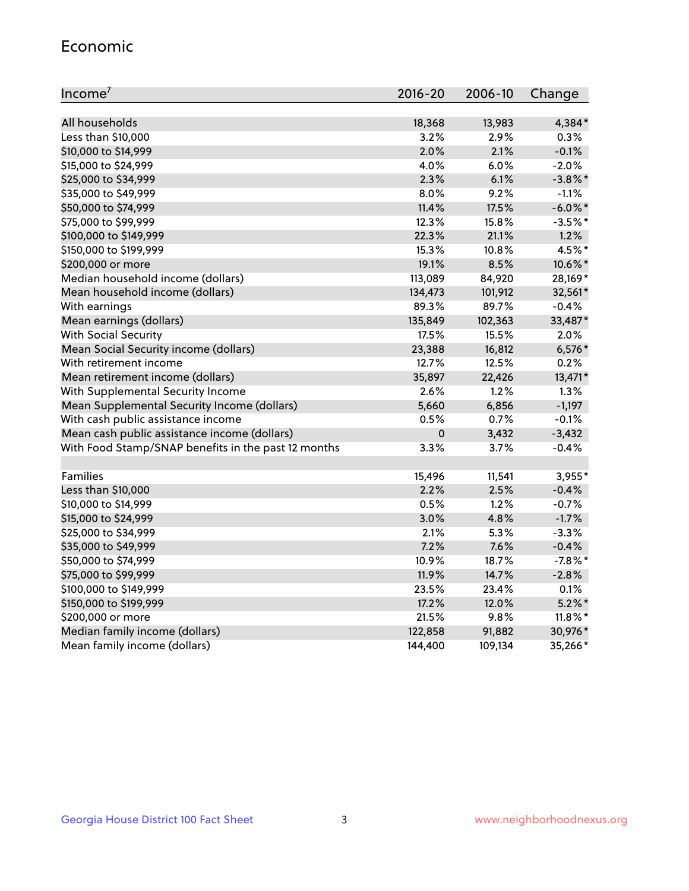## Economic

| Income[7] | 2016-20 | 2006-10 | Change |
|---|---|---|---|
| All households | 18,368 | 13,983 | 4,384* |
| Less than $10,000 | 3.2% | 2.9% | 0.3% |
| $10,000 to $14,999 | 2.0% | 2.1% | -0.1% |
| $15,000 to $24,999 | 4.0% | 6.0% | -2.0% |
| $25,000 to $34,999 | 2.3% | 6.1% | -3.8%* |
| $35,000 to $49,999 | 8.0% | 9.2% | -1.1% |
| $50,000 to $74,999 | 11.4% | 17.5% | -6.0%* |
| $75,000 to $99,999 | 12.3% | 15.8% | -3.5%* |
| $100,000 to $149,999 | 22.3% | 21.1% | 1.2% |
| $150,000 to $199,999 | 15.3% | 10.8% | 4.5%* |
| $200,000 or more | 19.1% | 8.5% | 10.6%* |
| Median household income (dollars) | 113,089 | 84,920 | 28,169* |
| Mean household income (dollars) | 134,473 | 101,912 | 32,561* |
| With earnings | 89.3% | 89.7% | -0.4% |
| Mean earnings (dollars) | 135,849 | 102,363 | 33,487* |
| With Social Security | 17.5% | 15.5% | 2.0% |
| Mean Social Security income (dollars) | 23,388 | 16,812 | 6,576* |
| With retirement income | 12.7% | 12.5% | 0.2% |
| Mean retirement income (dollars) | 35,897 | 22,426 | 13,471* |
| With Supplemental Security Income | 2.6% | 1.2% | 1.3% |
| Mean Supplemental Security Income (dollars) | 5,660 | 6,856 | -1,197 |
| With cash public assistance income | 0.5% | 0.7% | -0.1% |
| Mean cash public assistance income (dollars) | 0 | 3,432 | -3,432 |
| With Food Stamp/SNAP benefits in the past 12 months | 3.3% | 3.7% | -0.4% |
| | | | |
| Families | 15,496 | 11,541 | 3,955* |
| Less than $10,000 | 2.2% | 2.5% | -0.4% |
| $10,000 to $14,999 | 0.5% | 1.2% | -0.7% |
| $15,000 to $24,999 | 3.0% | 4.8% | -1.7% |
| $25,000 to $34,999 | 2.1% | 5.3% | -3.3% |
| $35,000 to $49,999 | 7.2% | 7.6% | -0.4% |
| $50,000 to $74,999 | 10.9% | 18.7% | -7.8%* |
| $75,000 to $99,999 | 11.9% | 14.7% | -2.8% |
| $100,000 to $149,999 | 23.5% | 23.4% | 0.1% |
| $150,000 to $199,999 | 17.2% | 12.0% | 5.2%* |
| $200,000 or more | 21.5% | 9.8% | 11.8%* |
| Median family income (dollars) | 122,858 | 91,882 | 30,976* |
| Mean family income (dollars) | 144,400 | 109,134 | 35,266* |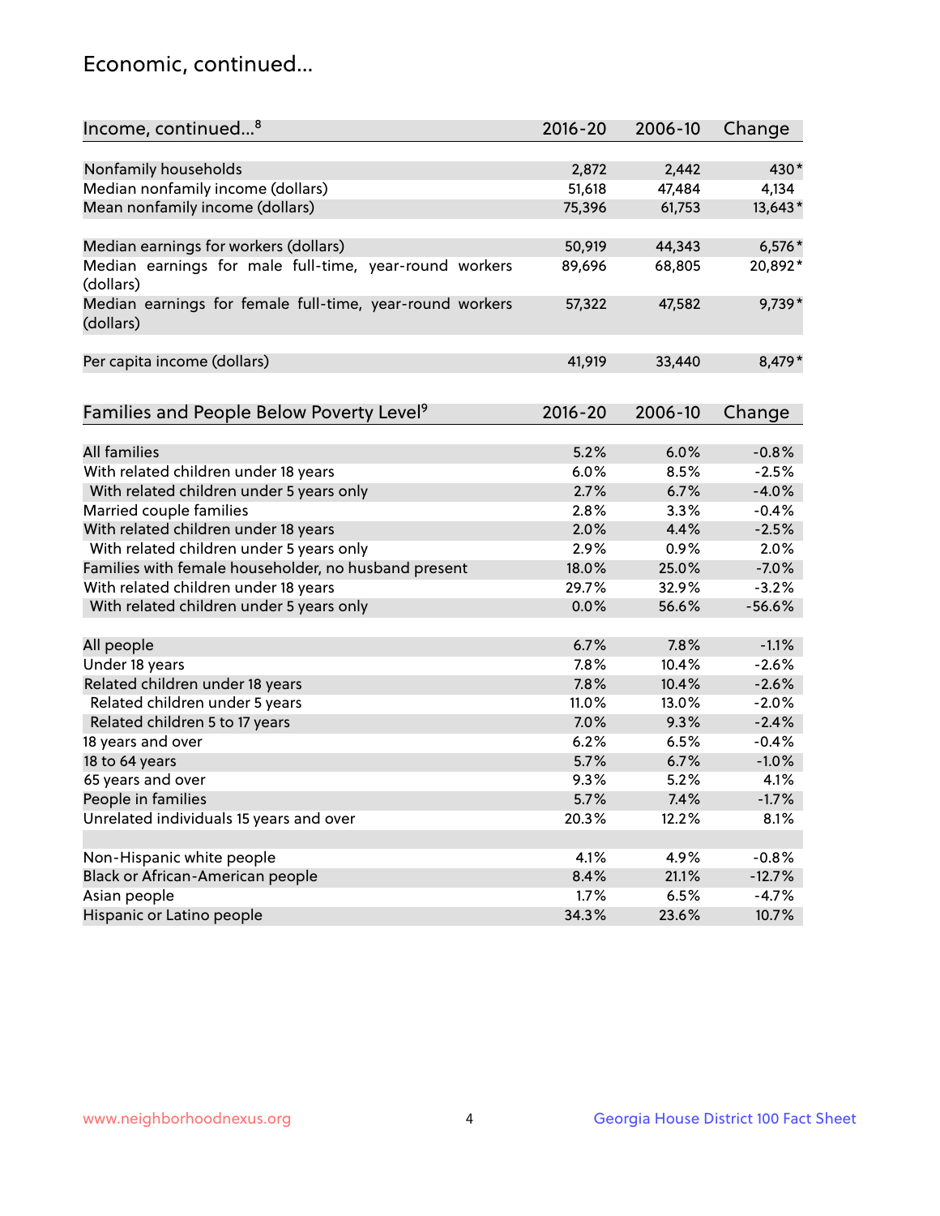# Economic, continued...

| Income, continued...[8] | 2016-20 | 2006-10 | Change |
|---|---|---|---|
| Nonfamily households | 2,872 | 2,442 | 430* |
| Median nonfamily income (dollars) | 51,618 | 47,484 | 4,134 |
| Mean nonfamily income (dollars) | 75,396 | 61,753 | 13,643* |
| Median earnings for workers (dollars) | 50,919 | 44,343 | 6,576* |
| Median earnings for male full-time, year-round workers (dollars) | 89,696 | 68,805 | 20,892* |
| Median earnings for female full-time, year-round workers (dollars) | 57,322 | 47,582 | 9,739* |
| Per capita income (dollars) | 41,919 | 33,440 | 8,479* |

| Families and People Below Poverty Level[9] | 2016-20 | 2006-10 | Change |
|---|---|---|---|
| All families | 5.2% | 6.0% | -0.8% |
| With related children under 18 years | 6.0% | 8.5% | -2.5% |
| With related children under 5 years only | 2.7% | 6.7% | -4.0% |
| Married couple families | 2.8% | 3.3% | -0.4% |
| With related children under 18 years | 2.0% | 4.4% | -2.5% |
| With related children under 5 years only | 2.9% | 0.9% | 2.0% |
| Families with female householder, no husband present | 18.0% | 25.0% | -7.0% |
| With related children under 18 years | 29.7% | 32.9% | -3.2% |
| With related children under 5 years only | 0.0% | 56.6% | -56.6% |
| All people | 6.7% | 7.8% | -1.1% |
| Under 18 years | 7.8% | 10.4% | -2.6% |
| Related children under 18 years | 7.8% | 10.4% | -2.6% |
| Related children under 5 years | 11.0% | 13.0% | -2.0% |
| Related children 5 to 17 years | 7.0% | 9.3% | -2.4% |
| 18 years and over | 6.2% | 6.5% | -0.4% |
| 18 to 64 years | 5.7% | 6.7% | -1.0% |
| 65 years and over | 9.3% | 5.2% | 4.1% |
| People in families | 5.7% | 7.4% | -1.7% |
| Unrelated individuals 15 years and over | 20.3% | 12.2% | 8.1% |
| Non-Hispanic white people | 4.1% | 4.9% | -0.8% |
| Black or African-American people | 8.4% | 21.1% | -12.7% |
| Asian people | 1.7% | 6.5% | -4.7% |
| Hispanic or Latino people | 34.3% | 23.6% | 10.7% |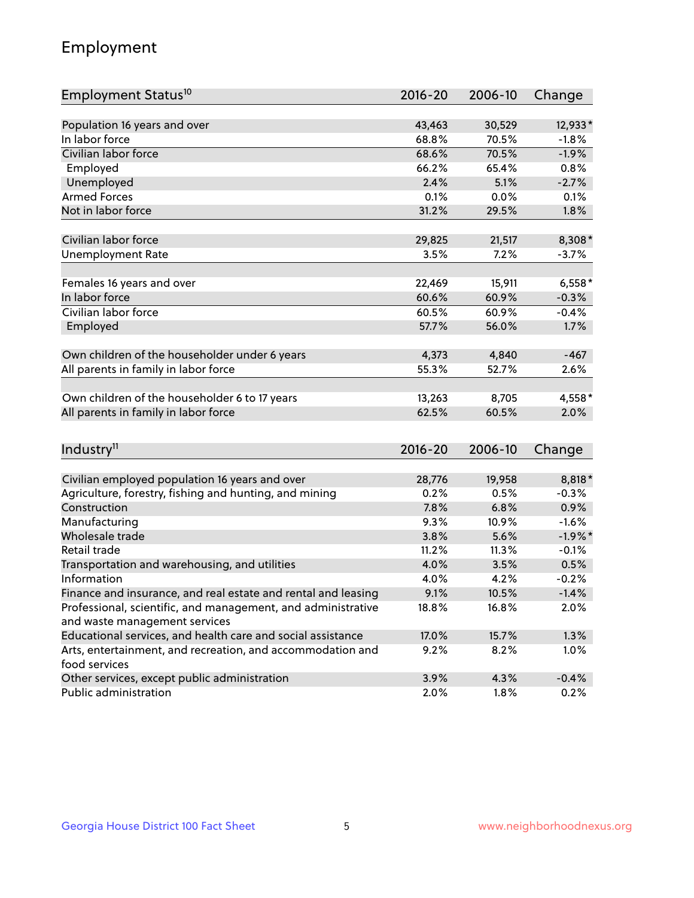## Employment

| Employment Status[10] | 2016-20 | 2006-10 | Change |
|---|---|---|---|
| Population 16 years and over | 43,463 | 30,529 | 12,933* |
| In labor force | 68.8% | 70.5% | -1.8% |
| Civilian labor force | 68.6% | 70.5% | -1.9% |
| Employed | 66.2% | 65.4% | 0.8% |
| Unemployed | 2.4% | 5.1% | -2.7% |
| Armed Forces | 0.1% | 0.0% | 0.1% |
| Not in labor force | 31.2% | 29.5% | 1.8% |
| | | | |
| Civilian labor force | 29,825 | 21,517 | 8,308* |
| Unemployment Rate | 3.5% | 7.2% | -3.7% |
| | | | |
| Females 16 years and over | 22,469 | 15,911 | 6,558* |
| In labor force | 60.6% | 60.9% | -0.3% |
| Civilian labor force | 60.5% | 60.9% | -0.4% |
| Employed | 57.7% | 56.0% | 1.7% |
| | | | |
| Own children of the householder under 6 years | 4,373 | 4,840 | -467 |
| All parents in family in labor force | 55.3% | 52.7% | 2.6% |
| | | | |
| Own children of the householder 6 to 17 years | 13,263 | 8,705 | 4,558* |
| All parents in family in labor force | 62.5% | 60.5% | 2.0% |

| Industry[11] | 2016-20 | 2006-10 | Change |
|---|---|---|---|
| Civilian employed population 16 years and over | 28,776 | 19,958 | 8,818* |
| Agriculture, forestry, fishing and hunting, and mining | 0.2% | 0.5% | -0.3% |
| Construction | 7.8% | 6.8% | 0.9% |
| Manufacturing | 9.3% | 10.9% | -1.6% |
| Wholesale trade | 3.8% | 5.6% | -1.9%* |
| Retail trade | 11.2% | 11.3% | -0.1% |
| Transportation and warehousing, and utilities | 4.0% | 3.5% | 0.5% |
| Information | 4.0% | 4.2% | -0.2% |
| Finance and insurance, and real estate and rental and leasing | 9.1% | 10.5% | -1.4% |
| Professional, scientific, and management, and administrative and waste management services | 18.8% | 16.8% | 2.0% |
| Educational services, and health care and social assistance | 17.0% | 15.7% | 1.3% |
| Arts, entertainment, and recreation, and accommodation and food services | 9.2% | 8.2% | 1.0% |
| Other services, except public administration | 3.9% | 4.3% | -0.4% |
| Public administration | 2.0% | 1.8% | 0.2% |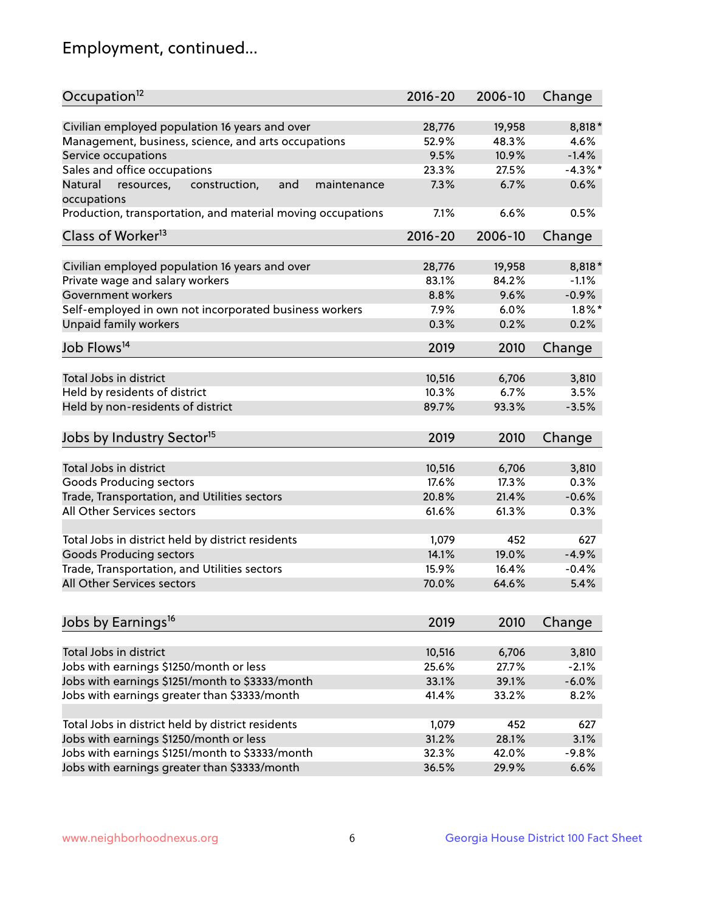# Employment, continued...

| Occupation[12] | 2016-20 | 2006-10 | Change |
|---|---|---|---|
| Civilian employed population 16 years and over | 28,776 | 19,958 | 8,818* |
| Management, business, science, and arts occupations | 52.9% | 48.3% | 4.6% |
| Service occupations | 9.5% | 10.9% | -1.4% |
| Sales and office occupations | 23.3% | 27.5% | -4.3%* |
| Natural resources, construction, and maintenance occupations | 7.3% | 6.7% | 0.6% |
| Production, transportation, and material moving occupations | 7.1% | 6.6% | 0.5% |

| Class of Worker[13] | 2016-20 | 2006-10 | Change |
|---|---|---|---|
| Civilian employed population 16 years and over | 28,776 | 19,958 | 8,818* |
| Private wage and salary workers | 83.1% | 84.2% | -1.1% |
| Government workers | 8.8% | 9.6% | -0.9% |
| Self-employed in own not incorporated business workers | 7.9% | 6.0% | 1.8%* |
| Unpaid family workers | 0.3% | 0.2% | 0.2% |

| Job Flows[14] | 2019 | 2010 | Change |
|---|---|---|---|
| Total Jobs in district | 10,516 | 6,706 | 3,810 |
| Held by residents of district | 10.3% | 6.7% | 3.5% |
| Held by non-residents of district | 89.7% | 93.3% | -3.5% |

| Jobs by Industry Sector[15] | 2019 | 2010 | Change |
|---|---|---|---|
| Total Jobs in district | 10,516 | 6,706 | 3,810 |
| Goods Producing sectors | 17.6% | 17.3% | 0.3% |
| Trade, Transportation, and Utilities sectors | 20.8% | 21.4% | -0.6% |
| All Other Services sectors | 61.6% | 61.3% | 0.3% |
| | | | |
| Total Jobs in district held by district residents | 1,079 | 452 | 627 |
| Goods Producing sectors | 14.1% | 19.0% | -4.9% |
| Trade, Transportation, and Utilities sectors | 15.9% | 16.4% | -0.4% |
| All Other Services sectors | 70.0% | 64.6% | 5.4% |

| Jobs by Earnings[16] | 2019 | 2010 | Change |
|---|---|---|---|
| Total Jobs in district | 10,516 | 6,706 | 3,810 |
| Jobs with earnings $1250/month or less | 25.6% | 27.7% | -2.1% |
| Jobs with earnings $1251/month to $3333/month | 33.1% | 39.1% | -6.0% |
| Jobs with earnings greater than $3333/month | 41.4% | 33.2% | 8.2% |
| | | | |
| Total Jobs in district held by district residents | 1,079 | 452 | 627 |
| Jobs with earnings $1250/month or less | 31.2% | 28.1% | 3.1% |
| Jobs with earnings $1251/month to $3333/month | 32.3% | 42.0% | -9.8% |
| Jobs with earnings greater than $3333/month | 36.5% | 29.9% | 6.6% |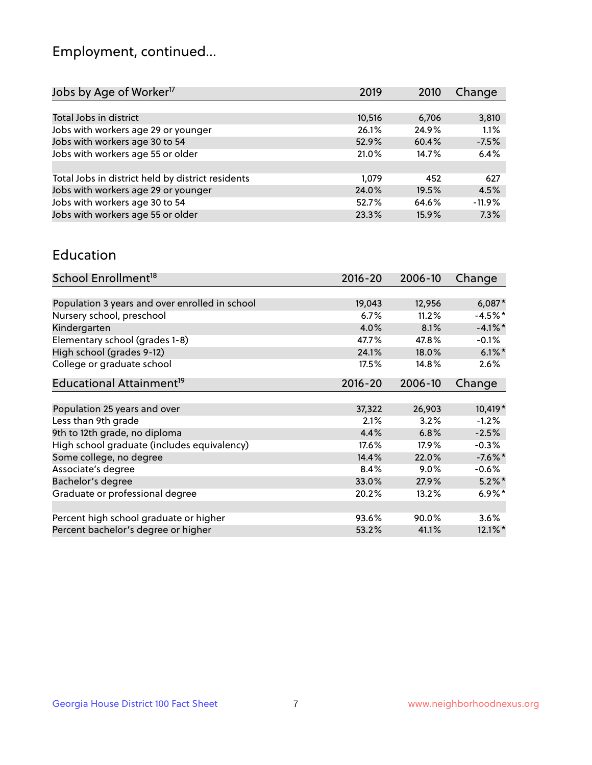## Employment, continued...

| Jobs by Age of Worker[17] | 2019 | 2010 | Change |
|---|---|---|---|
| Total Jobs in district | 10,516 | 6,706 | 3,810 |
| Jobs with workers age 29 or younger | 26.1% | 24.9% | 1.1% |
| Jobs with workers age 30 to 54 | 52.9% | 60.4% | -7.5% |
| Jobs with workers age 55 or older | 21.0% | 14.7% | 6.4% |
| | | | |
| Total Jobs in district held by district residents | 1,079 | 452 | 627 |
| Jobs with workers age 29 or younger | 24.0% | 19.5% | 4.5% |
| Jobs with workers age 30 to 54 | 52.7% | 64.6% | -11.9% |
| Jobs with workers age 55 or older | 23.3% | 15.9% | 7.3% |

## Education

| School Enrollment[18] | 2016-20 | 2006-10 | Change |
|---|---|---|---|
| Population 3 years and over enrolled in school | 19,043 | 12,956 | 6,087* |
| Nursery school, preschool | 6.7% | 11.2% | -4.5%* |
| Kindergarten | 4.0% | 8.1% | -4.1%* |
| Elementary school (grades 1-8) | 47.7% | 47.8% | -0.1% |
| High school (grades 9-12) | 24.1% | 18.0% | 6.1%* |
| College or graduate school | 17.5% | 14.8% | 2.6% |

| Educational Attainment[19] | 2016-20 | 2006-10 | Change |
|---|---|---|---|
| Population 25 years and over | 37,322 | 26,903 | 10,419* |
| Less than 9th grade | 2.1% | 3.2% | -1.2% |
| 9th to 12th grade, no diploma | 4.4% | 6.8% | -2.5% |
| High school graduate (includes equivalency) | 17.6% | 17.9% | -0.3% |
| Some college, no degree | 14.4% | 22.0% | -7.6%* |
| Associate's degree | 8.4% | 9.0% | -0.6% |
| Bachelor's degree | 33.0% | 27.9% | 5.2%* |
| Graduate or professional degree | 20.2% | 13.2% | 6.9%* |
| | | | |
| Percent high school graduate or higher | 93.6% | 90.0% | 3.6% |
| Percent bachelor's degree or higher | 53.2% | 41.1% | 12.1%* |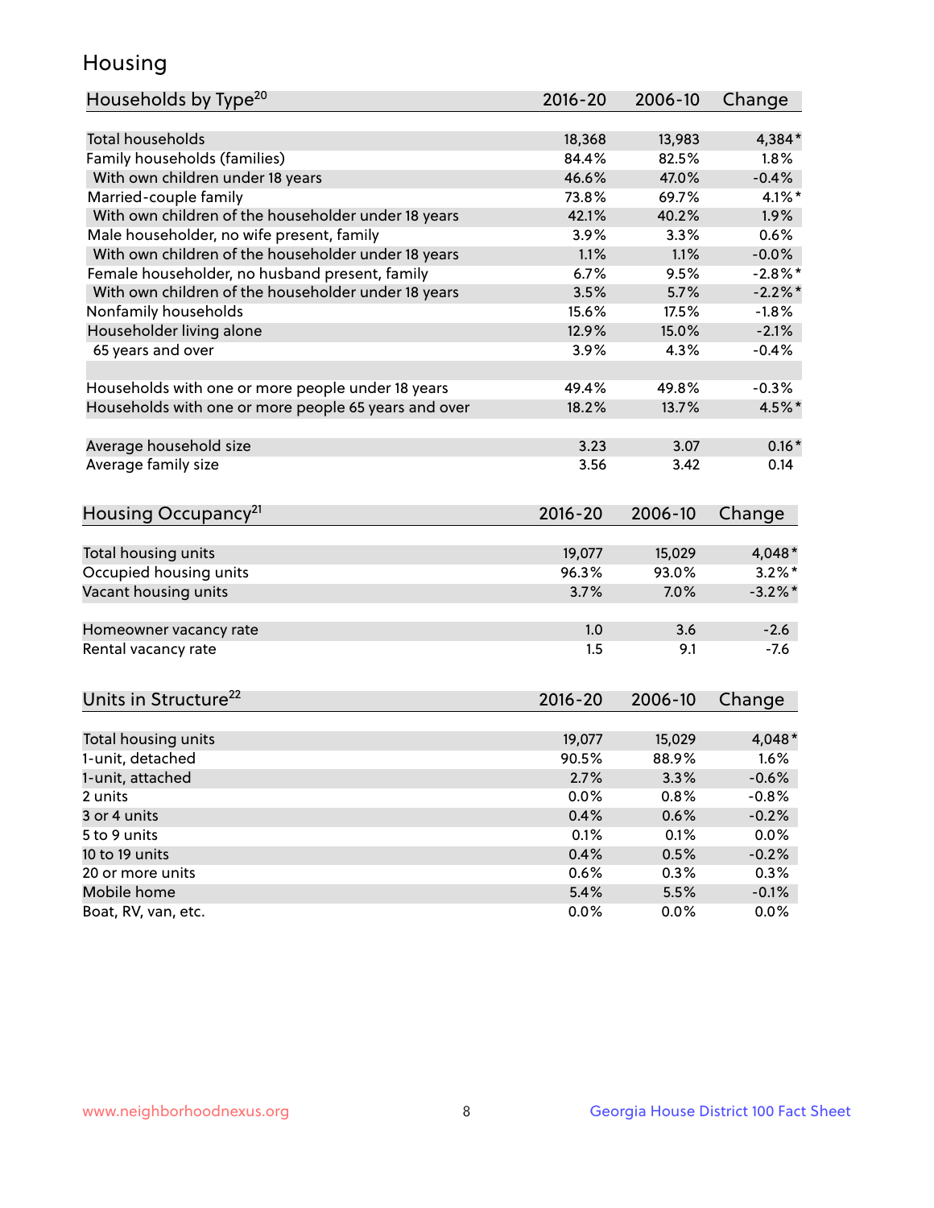## Housing

| Households by Type[20] | 2016-20 | 2006-10 | Change |
|---|---|---|---|
| Total households | 18,368 | 13,983 | 4,384* |
| Family households (families) | 84.4% | 82.5% | 1.8% |
| With own children under 18 years | 46.6% | 47.0% | -0.4% |
| Married-couple family | 73.8% | 69.7% | 4.1%* |
| With own children of the householder under 18 years | 42.1% | 40.2% | 1.9% |
| Male householder, no wife present, family | 3.9% | 3.3% | 0.6% |
| With own children of the householder under 18 years | 1.1% | 1.1% | -0.0% |
| Female householder, no husband present, family | 6.7% | 9.5% | -2.8%* |
| With own children of the householder under 18 years | 3.5% | 5.7% | -2.2%* |
| Nonfamily households | 15.6% | 17.5% | -1.8% |
| Householder living alone | 12.9% | 15.0% | -2.1% |
| 65 years and over | 3.9% | 4.3% | -0.4% |
| | | | |
| Households with one or more people under 18 years | 49.4% | 49.8% | -0.3% |
| Households with one or more people 65 years and over | 18.2% | 13.7% | 4.5%* |
| | | | |
| Average household size | 3.23 | 3.07 | 0.16* |
| Average family size | 3.56 | 3.42 | 0.14 |

| Housing Occupancy[21] | 2016-20 | 2006-10 | Change |
|---|---|---|---|
| Total housing units | 19,077 | 15,029 | 4,048* |
| Occupied housing units | 96.3% | 93.0% | 3.2%* |
| Vacant housing units | 3.7% | 7.0% | -3.2%* |
| | | | |
| Homeowner vacancy rate | 1.0 | 3.6 | -2.6 |
| Rental vacancy rate | 1.5 | 9.1 | -7.6 |

| Units in Structure[22] | 2016-20 | 2006-10 | Change |
|---|---|---|---|
| Total housing units | 19,077 | 15,029 | 4,048* |
| 1-unit, detached | 90.5% | 88.9% | 1.6% |
| 1-unit, attached | 2.7% | 3.3% | -0.6% |
| 2 units | 0.0% | 0.8% | -0.8% |
| 3 or 4 units | 0.4% | 0.6% | -0.2% |
| 5 to 9 units | 0.1% | 0.1% | 0.0% |
| 10 to 19 units | 0.4% | 0.5% | -0.2% |
| 20 or more units | 0.6% | 0.3% | 0.3% |
| Mobile home | 5.4% | 5.5% | -0.1% |
| Boat, RV, van, etc. | 0.0% | 0.0% | 0.0% |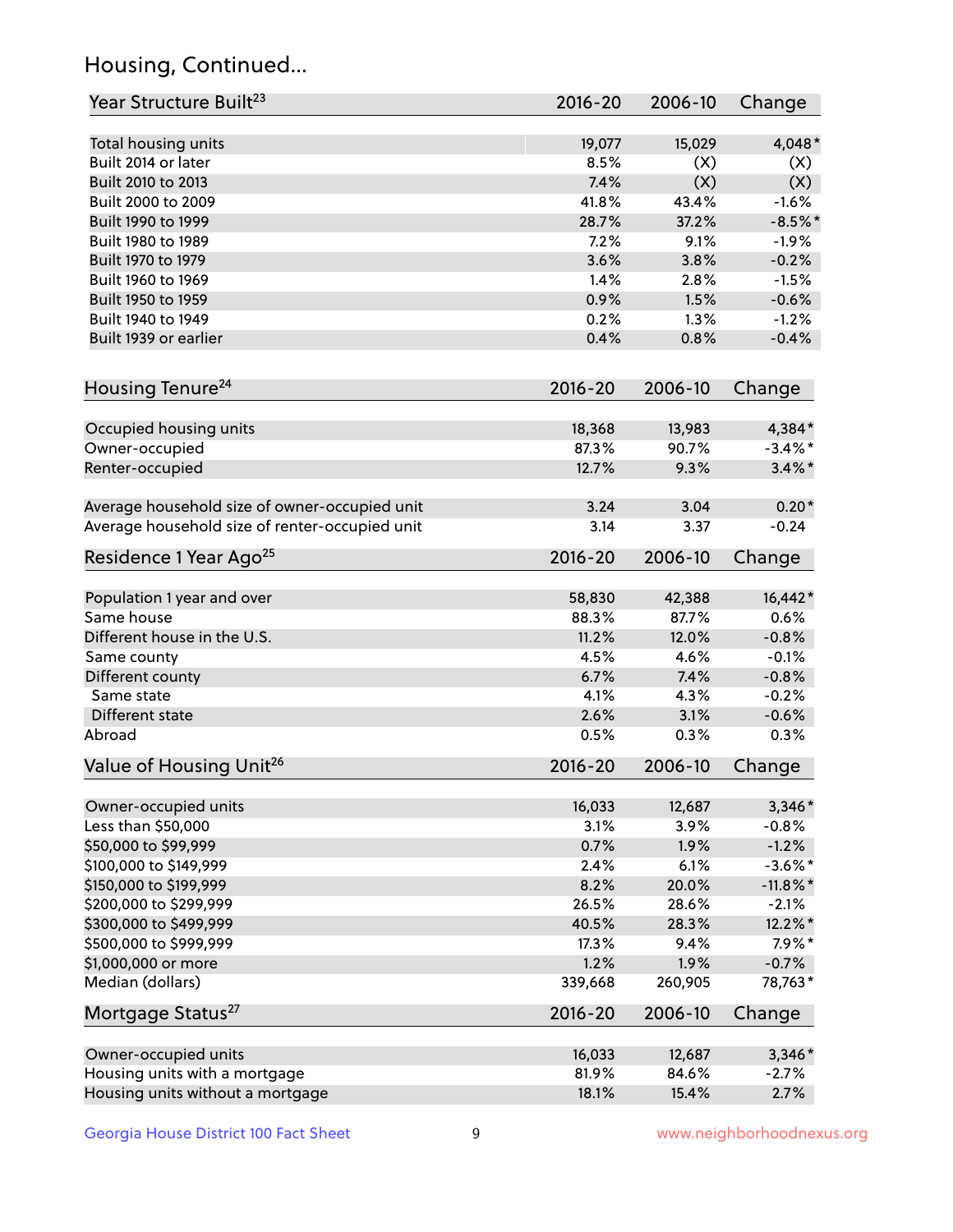## Housing, Continued...

| Year Structure Built[23] | 2016-20 | 2006-10 | Change |
|---|---|---|---|
| Total housing units | 19,077 | 15,029 | 4,048* |
| Built 2014 or later | 8.5% | (X) | (X) |
| Built 2010 to 2013 | 7.4% | (X) | (X) |
| Built 2000 to 2009 | 41.8% | 43.4% | -1.6% |
| Built 1990 to 1999 | 28.7% | 37.2% | -8.5%* |
| Built 1980 to 1989 | 7.2% | 9.1% | -1.9% |
| Built 1970 to 1979 | 3.6% | 3.8% | -0.2% |
| Built 1960 to 1969 | 1.4% | 2.8% | -1.5% |
| Built 1950 to 1959 | 0.9% | 1.5% | -0.6% |
| Built 1940 to 1949 | 0.2% | 1.3% | -1.2% |
| Built 1939 or earlier | 0.4% | 0.8% | -0.4% |

| Housing Tenure[24] | 2016-20 | 2006-10 | Change |
|---|---|---|---|
| Occupied housing units | 18,368 | 13,983 | 4,384* |
| Owner-occupied | 87.3% | 90.7% | -3.4%* |
| Renter-occupied | 12.7% | 9.3% | 3.4%* |
| Average household size of owner-occupied unit | 3.24 | 3.04 | 0.20* |
| Average household size of renter-occupied unit | 3.14 | 3.37 | -0.24 |

| Residence 1 Year Ago[25] | 2016-20 | 2006-10 | Change |
|---|---|---|---|
| Population 1 year and over | 58,830 | 42,388 | 16,442* |
| Same house | 88.3% | 87.7% | 0.6% |
| Different house in the U.S. | 11.2% | 12.0% | -0.8% |
| Same county | 4.5% | 4.6% | -0.1% |
| Different county | 6.7% | 7.4% | -0.8% |
| Same state | 4.1% | 4.3% | -0.2% |
| Different state | 2.6% | 3.1% | -0.6% |
| Abroad | 0.5% | 0.3% | 0.3% |

| Value of Housing Unit[26] | 2016-20 | 2006-10 | Change |
|---|---|---|---|
| Owner-occupied units | 16,033 | 12,687 | 3,346* |
| Less than $50,000 | 3.1% | 3.9% | -0.8% |
| $50,000 to $99,999 | 0.7% | 1.9% | -1.2% |
| $100,000 to $149,999 | 2.4% | 6.1% | -3.6%* |
| $150,000 to $199,999 | 8.2% | 20.0% | -11.8%* |
| $200,000 to $299,999 | 26.5% | 28.6% | -2.1% |
| $300,000 to $499,999 | 40.5% | 28.3% | 12.2%* |
| $500,000 to $999,999 | 17.3% | 9.4% | 7.9%* |
| $1,000,000 or more | 1.2% | 1.9% | -0.7% |
| Median (dollars) | 339,668 | 260,905 | 78,763* |

| Mortgage Status[27] | 2016-20 | 2006-10 | Change |
|---|---|---|---|
| Owner-occupied units | 16,033 | 12,687 | 3,346* |
| Housing units with a mortgage | 81.9% | 84.6% | -2.7% |
| Housing units without a mortgage | 18.1% | 15.4% | 2.7% |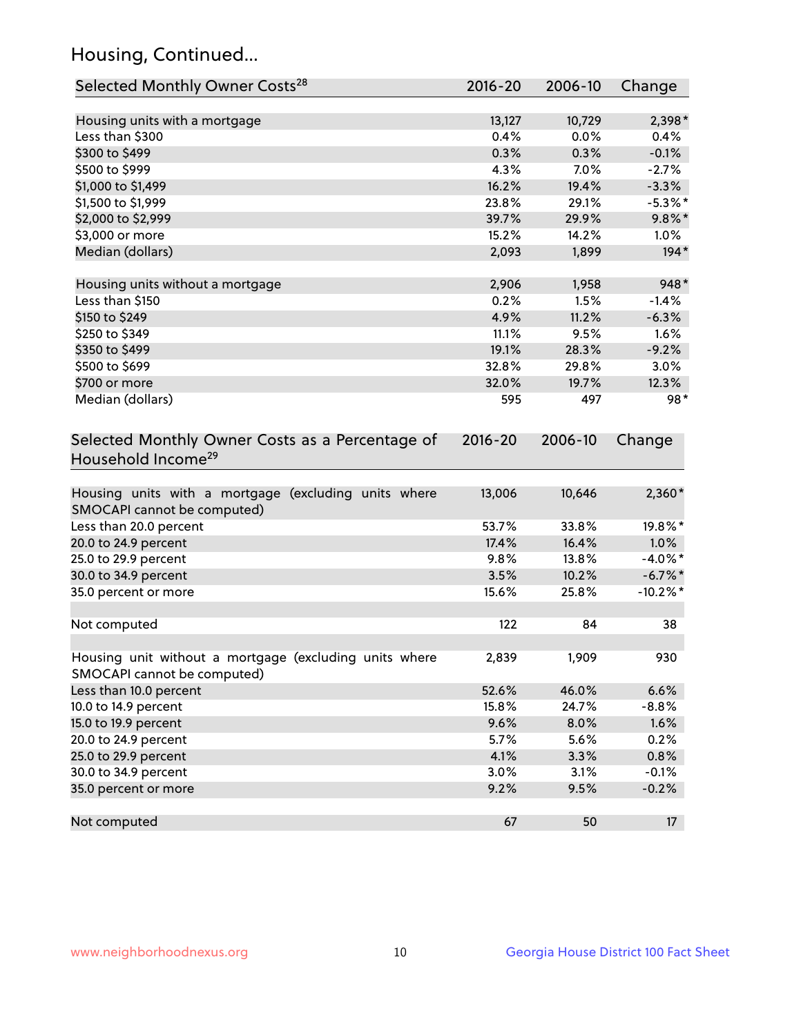## Housing, Continued...

| Selected Monthly Owner Costs[28] | 2016-20 | 2006-10 | Change |
|---|---|---|---|
| Housing units with a mortgage | 13,127 | 10,729 | 2,398* |
| Less than $300 | 0.4% | 0.0% | 0.4% |
| $300 to $499 | 0.3% | 0.3% | -0.1% |
| $500 to $999 | 4.3% | 7.0% | -2.7% |
| $1,000 to $1,499 | 16.2% | 19.4% | -3.3% |
| $1,500 to $1,999 | 23.8% | 29.1% | -5.3%* |
| $2,000 to $2,999 | 39.7% | 29.9% | 9.8%* |
| $3,000 or more | 15.2% | 14.2% | 1.0% |
| Median (dollars) | 2,093 | 1,899 | 194* |
| | | | |
| Housing units without a mortgage | 2,906 | 1,958 | 948* |
| Less than $150 | 0.2% | 1.5% | -1.4% |
| $150 to $249 | 4.9% | 11.2% | -6.3% |
| $250 to $349 | 11.1% | 9.5% | 1.6% |
| $350 to $499 | 19.1% | 28.3% | -9.2% |
| $500 to $699 | 32.8% | 29.8% | 3.0% |
| $700 or more | 32.0% | 19.7% | 12.3% |
| Median (dollars) | 595 | 497 | 98* |

| Selected Monthly Owner Costs as a Percentage of Household Income[29] | 2016-20 | 2006-10 | Change |
|---|---|---|---|
| Housing units with a mortgage (excluding units where SMOCAPI cannot be computed) | 13,006 | 10,646 | 2,360* |
| Less than 20.0 percent | 53.7% | 33.8% | 19.8%* |
| 20.0 to 24.9 percent | 17.4% | 16.4% | 1.0% |
| 25.0 to 29.9 percent | 9.8% | 13.8% | -4.0%* |
| 30.0 to 34.9 percent | 3.5% | 10.2% | -6.7%* |
| 35.0 percent or more | 15.6% | 25.8% | -10.2%* |
| | | | |
| Not computed | 122 | 84 | 38 |
| | | | |
| Housing unit without a mortgage (excluding units where SMOCAPI cannot be computed) | 2,839 | 1,909 | 930 |
| Less than 10.0 percent | 52.6% | 46.0% | 6.6% |
| 10.0 to 14.9 percent | 15.8% | 24.7% | -8.8% |
| 15.0 to 19.9 percent | 9.6% | 8.0% | 1.6% |
| 20.0 to 24.9 percent | 5.7% | 5.6% | 0.2% |
| 25.0 to 29.9 percent | 4.1% | 3.3% | 0.8% |
| 30.0 to 34.9 percent | 3.0% | 3.1% | -0.1% |
| 35.0 percent or more | 9.2% | 9.5% | -0.2% |
| | | | |
| Not computed | 67 | 50 | 17 |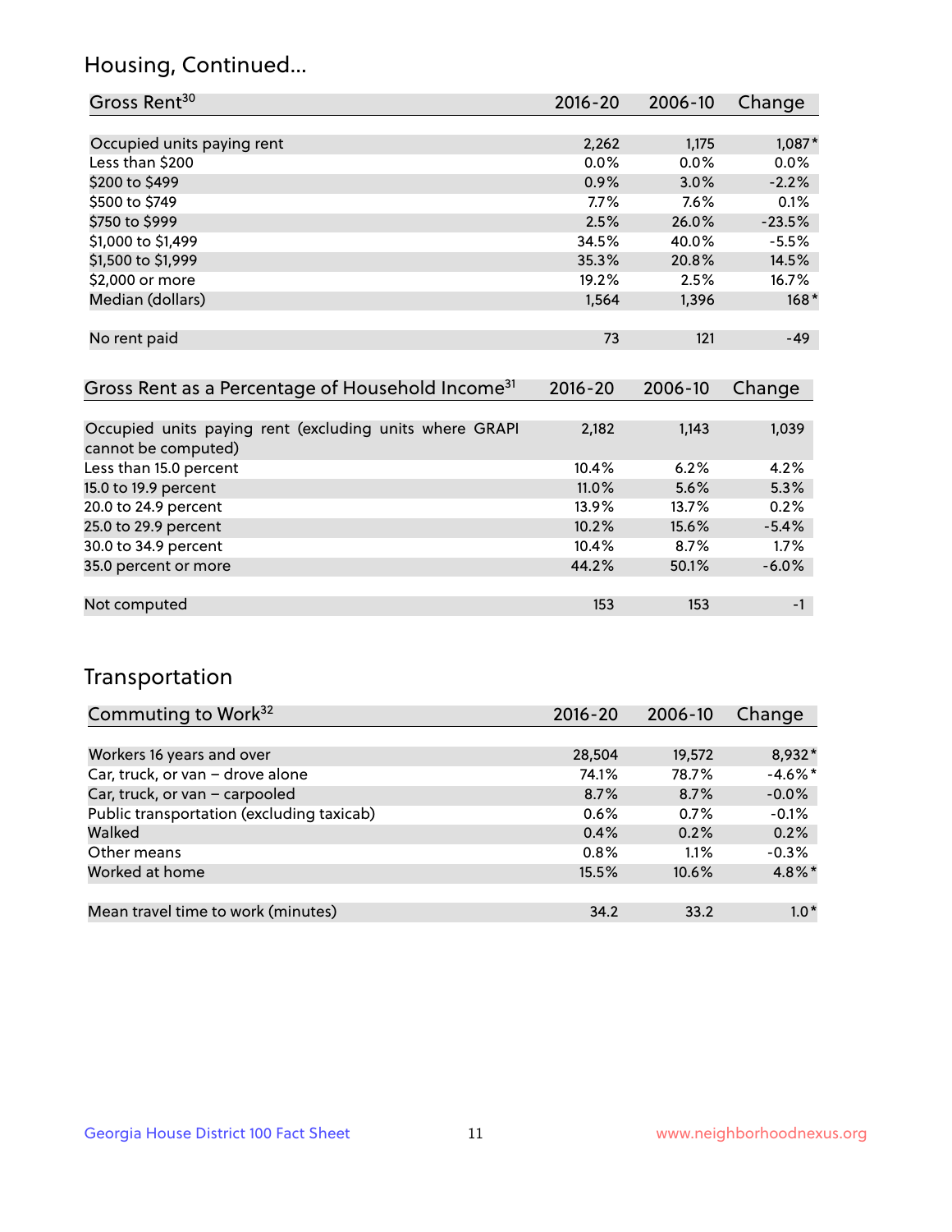## Housing, Continued...

| Gross Rent[30] | 2016-20 | 2006-10 | Change |
|---|---|---|---|
| Occupied units paying rent | 2,262 | 1,175 | 1,087* |
| Less than $200 | 0.0% | 0.0% | 0.0% |
| $200 to $499 | 0.9% | 3.0% | -2.2% |
| $500 to $749 | 7.7% | 7.6% | 0.1% |
| $750 to $999 | 2.5% | 26.0% | -23.5% |
| $1,000 to $1,499 | 34.5% | 40.0% | -5.5% |
| $1,500 to $1,999 | 35.3% | 20.8% | 14.5% |
| $2,000 or more | 19.2% | 2.5% | 16.7% |
| Median (dollars) | 1,564 | 1,396 | 168* |
| No rent paid | 73 | 121 | -49 |

| Gross Rent as a Percentage of Household Income[31] | 2016-20 | 2006-10 | Change |
|---|---|---|---|
| Occupied units paying rent (excluding units where GRAPI cannot be computed) | 2,182 | 1,143 | 1,039 |
| Less than 15.0 percent | 10.4% | 6.2% | 4.2% |
| 15.0 to 19.9 percent | 11.0% | 5.6% | 5.3% |
| 20.0 to 24.9 percent | 13.9% | 13.7% | 0.2% |
| 25.0 to 29.9 percent | 10.2% | 15.6% | -5.4% |
| 30.0 to 34.9 percent | 10.4% | 8.7% | 1.7% |
| 35.0 percent or more | 44.2% | 50.1% | -6.0% |
| Not computed | 153 | 153 | -1 |

## Transportation

| Commuting to Work[32] | 2016-20 | 2006-10 | Change |
|---|---|---|---|
| Workers 16 years and over | 28,504 | 19,572 | 8,932* |
| Car, truck, or van – drove alone | 74.1% | 78.7% | -4.6%* |
| Car, truck, or van – carpooled | 8.7% | 8.7% | -0.0% |
| Public transportation (excluding taxicab) | 0.6% | 0.7% | -0.1% |
| Walked | 0.4% | 0.2% | 0.2% |
| Other means | 0.8% | 1.1% | -0.3% |
| Worked at home | 15.5% | 10.6% | 4.8%* |
| Mean travel time to work (minutes) | 34.2 | 33.2 | 1.0* |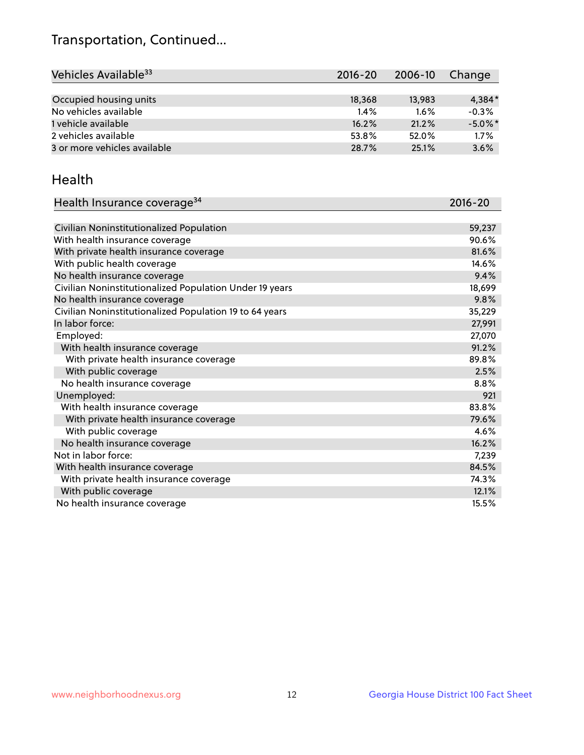# Transportation, Continued...

| Vehicles Available[33] | 2016-20 | 2006-10 | Change |
|---|---|---|---|
| Occupied housing units | 18,368 | 13,983 | 4,384* |
| No vehicles available | 1.4% | 1.6% | -0.3% |
| 1 vehicle available | 16.2% | 21.2% | -5.0%* |
| 2 vehicles available | 53.8% | 52.0% | 1.7% |
| 3 or more vehicles available | 28.7% | 25.1% | 3.6% |

## Health

| Health Insurance coverage[34] | 2016-20 |
|---|---|
| Civilian Noninstitutionalized Population | 59,237 |
| With health insurance coverage | 90.6% |
| With private health insurance coverage | 81.6% |
| With public health coverage | 14.6% |
| No health insurance coverage | 9.4% |
| Civilian Noninstitutionalized Population Under 19 years | 18,699 |
| No health insurance coverage | 9.8% |
| Civilian Noninstitutionalized Population 19 to 64 years | 35,229 |
| In labor force: | 27,991 |
| Employed: | 27,070 |
| With health insurance coverage | 91.2% |
| With private health insurance coverage | 89.8% |
| With public coverage | 2.5% |
| No health insurance coverage | 8.8% |
| Unemployed: | 921 |
| With health insurance coverage | 83.8% |
| With private health insurance coverage | 79.6% |
| With public coverage | 4.6% |
| No health insurance coverage | 16.2% |
| Not in labor force: | 7,239 |
| With health insurance coverage | 84.5% |
| With private health insurance coverage | 74.3% |
| With public coverage | 12.1% |
| No health insurance coverage | 15.5% |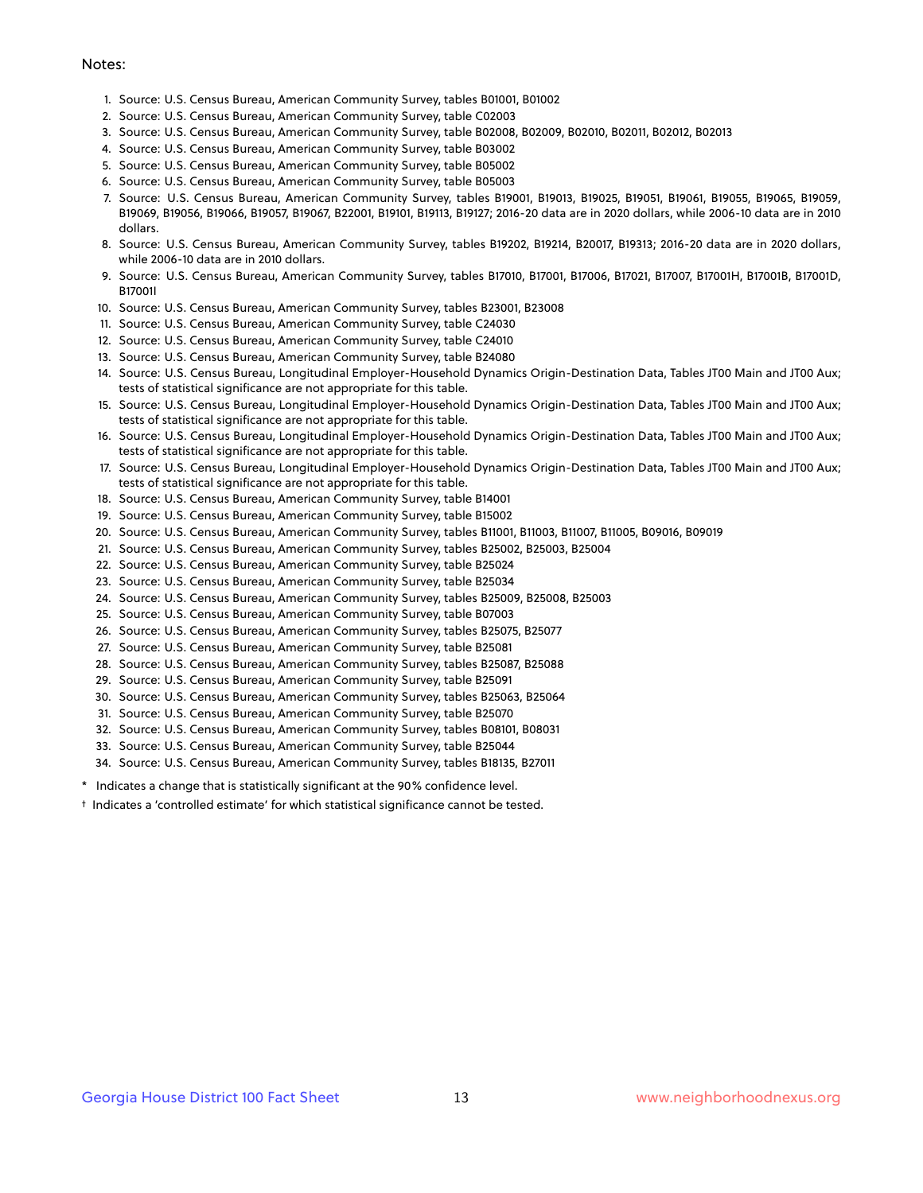Notes:

1. Source: U.S. Census Bureau, American Community Survey, tables B01001, B01002
2. Source: U.S. Census Bureau, American Community Survey, table C02003
3. Source: U.S. Census Bureau, American Community Survey, table B02008, B02009, B02010, B02011, B02012, B02013
4. Source: U.S. Census Bureau, American Community Survey, table B03002
5. Source: U.S. Census Bureau, American Community Survey, table B05002
6. Source: U.S. Census Bureau, American Community Survey, table B05003
7. Source: U.S. Census Bureau, American Community Survey, tables B19001, B19013, B19025, B19051, B19061, B19055, B19065, B19059, B19069, B19056, B19066, B19057, B19067, B22001, B19101, B19113, B19127; 2016-20 data are in 2020 dollars, while 2006-10 data are in 2010 dollars.
8. Source: U.S. Census Bureau, American Community Survey, tables B19202, B19214, B20017, B19313; 2016-20 data are in 2020 dollars, while 2006-10 data are in 2010 dollars.
9. Source: U.S. Census Bureau, American Community Survey, tables B17010, B17001, B17006, B17021, B17007, B17001H, B17001B, B17001D, B17001I
10. Source: U.S. Census Bureau, American Community Survey, tables B23001, B23008
11. Source: U.S. Census Bureau, American Community Survey, table C24030
12. Source: U.S. Census Bureau, American Community Survey, table C24010
13. Source: U.S. Census Bureau, American Community Survey, table B24080
14. Source: U.S. Census Bureau, Longitudinal Employer-Household Dynamics Origin-Destination Data, Tables JT00 Main and JT00 Aux; tests of statistical significance are not appropriate for this table.
15. Source: U.S. Census Bureau, Longitudinal Employer-Household Dynamics Origin-Destination Data, Tables JT00 Main and JT00 Aux; tests of statistical significance are not appropriate for this table.
16. Source: U.S. Census Bureau, Longitudinal Employer-Household Dynamics Origin-Destination Data, Tables JT00 Main and JT00 Aux; tests of statistical significance are not appropriate for this table.
17. Source: U.S. Census Bureau, Longitudinal Employer-Household Dynamics Origin-Destination Data, Tables JT00 Main and JT00 Aux; tests of statistical significance are not appropriate for this table.
18. Source: U.S. Census Bureau, American Community Survey, table B14001
19. Source: U.S. Census Bureau, American Community Survey, table B15002
20. Source: U.S. Census Bureau, American Community Survey, tables B11001, B11003, B11007, B11005, B09016, B09019
21. Source: U.S. Census Bureau, American Community Survey, tables B25002, B25003, B25004
22. Source: U.S. Census Bureau, American Community Survey, table B25024
23. Source: U.S. Census Bureau, American Community Survey, table B25034
24. Source: U.S. Census Bureau, American Community Survey, tables B25009, B25008, B25003
25. Source: U.S. Census Bureau, American Community Survey, table B07003
26. Source: U.S. Census Bureau, American Community Survey, tables B25075, B25077
27. Source: U.S. Census Bureau, American Community Survey, table B25081
28. Source: U.S. Census Bureau, American Community Survey, tables B25087, B25088
29. Source: U.S. Census Bureau, American Community Survey, table B25091
30. Source: U.S. Census Bureau, American Community Survey, tables B25063, B25064
31. Source: U.S. Census Bureau, American Community Survey, table B25070
32. Source: U.S. Census Bureau, American Community Survey, tables B08101, B08031
33. Source: U.S. Census Bureau, American Community Survey, table B25044
34. Source: U.S. Census Bureau, American Community Survey, tables B18135, B27011

\* Indicates a change that is statistically significant at the 90% confidence level.

† Indicates a 'controlled estimate' for which statistical significance cannot be tested.